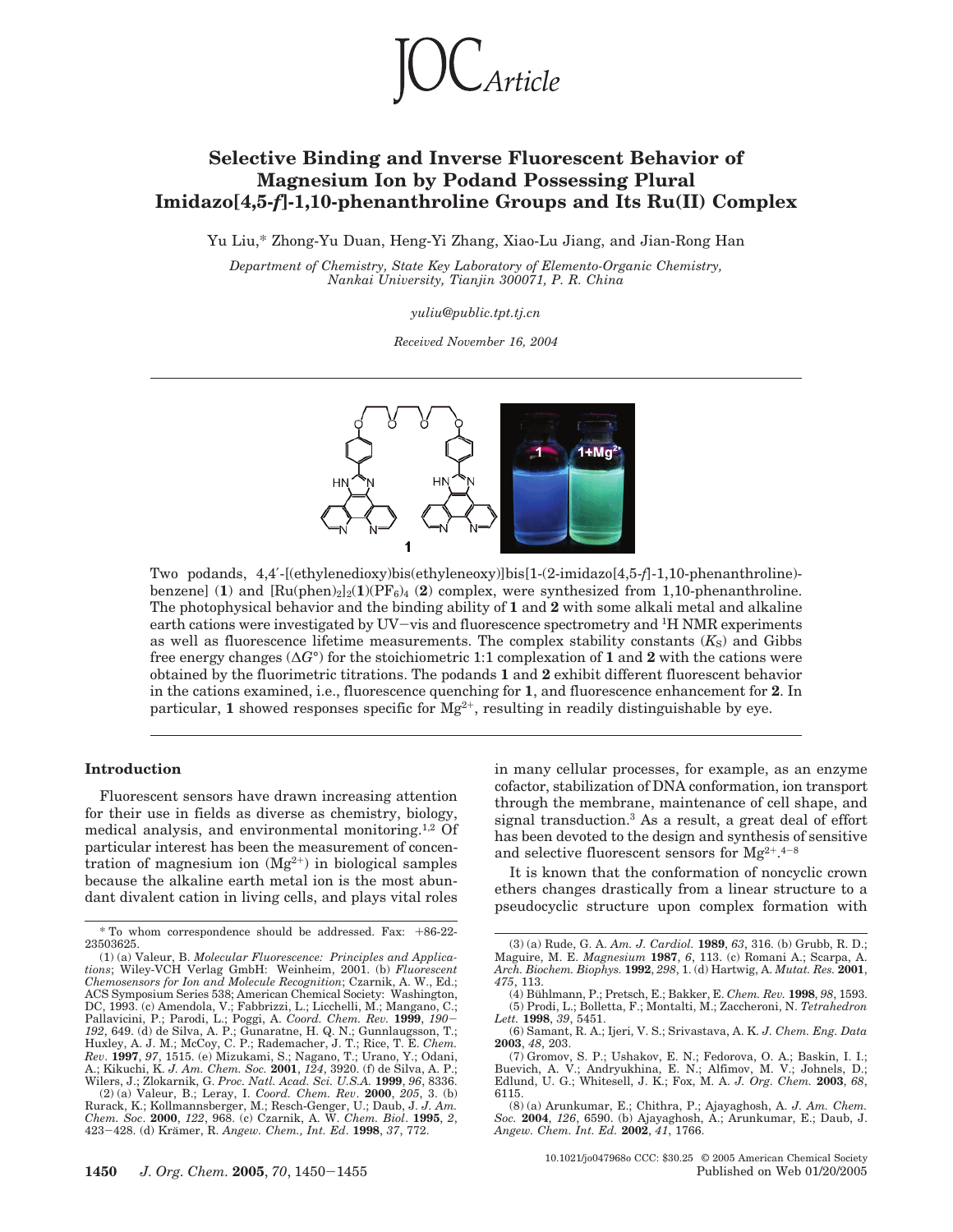# Selective Binding and Inverse Fluorescent Behavior of Magnesium Ion by Podand Possessing Plural Imidazo[4,5-*f*]-1,10-phenanthroline Groups and Its Ru(II) Complex

Yu Liu,* Zhong-Yu Duan, Heng-Yi Zhang, Xiao-Lu Jiang, and Jian-Rong Han

*Department of Chemistry, State Key Laboratory of Elemento-Organic Chemistry, Nankai University, Tianjin 300071, P. R. China*

*yuliu@public.tpt.tj.cn*

*Received November 16, 2004*

Two podands, 4,4′-[(ethylenedioxy)bis(ethyleneoxy)]bis[1-(2-imidazo[4,5-*f*]-1,10-phenanthroline)-benzene] (**1**) and $[Ru(phen)_2]_2(\mathbf{1})(PF_6)_4$ (**2**) complex, were synthesized from 1,10-phenanthroline. The photophysical behavior and the binding ability of **1** and **2** with some alkali metal and alkaline earth cations were investigated by UV−vis and fluorescence spectrometry and $^1$H NMR experiments as well as fluorescence lifetime measurements. The complex stability constants ($K_S$) and Gibbs free energy changes ($\Delta G°$) for the stoichiometric 1:1 complexation of **1** and **2** with the cations were obtained by the fluorimetric titrations. The podands **1** and **2** exhibit different fluorescent behavior in the cations examined, i.e., fluorescence quenching for **1**, and fluorescence enhancement for **2**. In particular, **1** showed responses specific for $Mg^{2+}$, resulting in readily distinguishable by eye.

## Introduction

Fluorescent sensors have drawn increasing attention for their use in fields as diverse as chemistry, biology, medical analysis, and environmental monitoring.[1,2] Of particular interest has been the measurement of concentration of magnesium ion ($Mg^{2+}$) in biological samples because the alkaline earth metal ion is the most abundant divalent cation in living cells, and plays vital roles in many cellular processes, for example, as an enzyme cofactor, stabilization of DNA conformation, ion transport through the membrane, maintenance of cell shape, and signal transduction.[3] As a result, a great deal of effort has been devoted to the design and synthesis of sensitive and selective fluorescent sensors for $Mg^{2+}$.[4−8]

It is known that the conformation of noncyclic crown ethers changes drastically from a linear structure to a pseudocyclic structure upon complex formation with

---

\* To whom correspondence should be addressed. Fax: +86-22-23503625.

(1) (a) Valeur, B. *Molecular Fluorescence: Principles and Applications*; Wiley-VCH Verlag GmbH: Weinheim, 2001. (b) *Fluorescent Chemosensors for Ion and Molecule Recognition*; Czarnik, A. W., Ed.; ACS Symposium Series 538; American Chemical Society: Washington, DC, 1993. (c) Amendola, V.; Fabbrizzi, L.; Licchelli, M.; Mangano, C.; Pallavicini, P.; Parodi, L.; Poggi, A. *Coord. Chem. Rev.* **1999**, *190*–*192*, 649. (d) de Silva, A. P.; Gunaratne, H. Q. N.; Gunnlaugsson, T.; Huxley, A. J. M.; McCoy, C. P.; Rademacher, J. T.; Rice, T. E. *Chem. Rev.* **1997**, *97*, 1515. (e) Mizukami, S.; Nagano, T.; Urano, Y.; Odani, A.; Kikuchi, K. *J. Am. Chem. Soc.* **2001**, *124*, 3920. (f) de Silva, A. P.; Wilers, J.; Zlokarnik, G. *Proc. Natl. Acad. Sci. U.S.A.* **1999**, *96*, 8336.

(2) (a) Valeur, B.; Leray, I. *Coord. Chem. Rev*. **2000**, *205*, 3. (b) Rurack, K.; Kollmannsberger, M.; Resch-Genger, U.; Daub, J. *J. Am. Chem. Soc*. **2000**, *122*, 968. (c) Czarnik, A. W. *Chem. Biol*. **1995**, *2*, 423–428. (d) Krämer, R. *Angew. Chem., Int. Ed*. **1998**, *37*, 772.

(3) (a) Rude, G. A. *Am. J. Cardiol.* **1989**, *63*, 316. (b) Grubb, R. D.; Maguire, M. E. *Magnesium* **1987**, *6*, 113. (c) Romani A.; Scarpa, A. *Arch. Biochem. Biophys.* **1992**, *298*, 1. (d) Hartwig, A. *Mutat. Res.* **2001**, *475*, 113.

(4) Bühlmann, P.; Pretsch, E.; Bakker, E. *Chem. Rev.* **1998**, *98*, 1593.

(5) Prodi, L.; Bolletta, F.; Montalti, M.; Zaccheroni, N. *Tetrahedron Lett.* **1998**, *39*, 5451.

(6) Samant, R. A.; Ijeri, V. S.; Srivastava, A. K. *J. Chem. Eng. Data* **2003**, *48*, 203.

(7) Gromov, S. P.; Ushakov, E. N.; Fedorova, O. A.; Baskin, I. I.; Buevich, A. V.; Andryukhina, E. N.; Alfimov, M. V.; Johnels, D.; Edlund, U. G.; Whitesell, J. K.; Fox, M. A. *J. Org. Chem.* **2003**, *68*, 6115.

(8) (a) Arunkumar, E.; Chithra, P.; Ajayaghosh, A. *J. Am. Chem. Soc.* **2004**, *126*, 6590. (b) Ajayaghosh, A.; Arunkumar, E.; Daub, J. *Angew. Chem. Int. Ed.* **2002**, *41*, 1766.

10.1021/jo047968o CCC: $30.25 © 2005 American Chemical Society
Published on Web 01/20/2005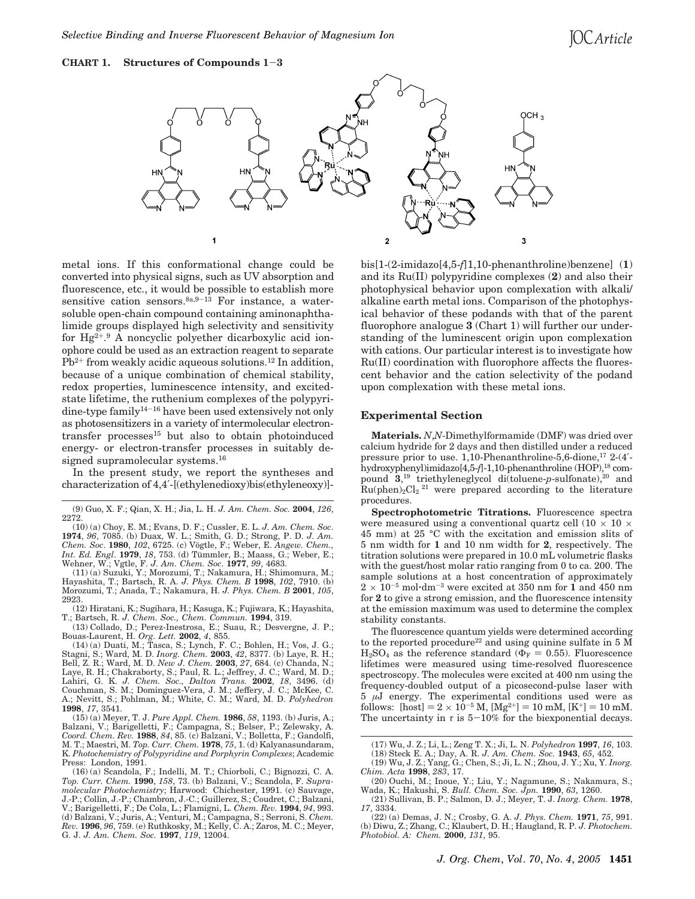**CHART 1. Structures of Compounds 1−3**

metal ions. If this conformational change could be converted into physical signs, such as UV absorption and fluorescence, etc., it would be possible to establish more sensitive cation sensors.[8a,9−13] For instance, a water-soluble open-chain compound containing aminonaphthalimide groups displayed high selectivity and sensitivity for $Hg^{2+}$.[9] A noncyclic polyether dicarboxylic acid ionophore could be used as an extraction reagent to separate $Pb^{2+}$ from weakly acidic aqueous solutions.[12] In addition, because of a unique combination of chemical stability, redox properties, luminescence intensity, and excited-state lifetime, the ruthenium complexes of the polypyridine-type family[14−16] have been used extensively not only as photosensitizers in a variety of intermolecular electron-transfer processes[15] but also to obtain photoinduced energy- or electron-transfer processes in suitably designed supramolecular systems.[16]

In the present study, we report the syntheses and characterization of 4,4′-[(ethylenedioxy)bis(ethyleneoxy)]-bis[1-(2-imidazo[4,5-*f*]1,10-phenanthroline)benzene] (**1**) and its Ru(II) polypyridine complexes (**2**) and also their photophysical behavior upon complexation with alkali/alkaline earth metal ions. Comparison of the photophysical behavior of these podands with that of the parent fluorophore analogue **3** (Chart 1) will further our understanding of the luminescent origin upon complexation with cations. Our particular interest is to investigate how Ru(II) coordination with fluorophore affects the fluorescent behavior and the cation selectivity of the podand upon complexation with these metal ions.

## Experimental Section

**Materials.** *N*,*N*-Dimethylformamide (DMF) was dried over calcium hydride for 2 days and then distilled under a reduced pressure prior to use. 1,10-Phenanthroline-5,6-dione,[17] 2-(4′-hydroxyphenyl)imidazo[4,5-*f*]-1,10-phenanthroline (HOP),[18] compound **3**,[19] triethyleneglycol di(toluene-*p*-sulfonate),[20] and $Ru(phen)_2Cl_2$[21] were prepared according to the literature procedures.

**Spectrophotometric Titrations.** Fluorescence spectra were measured using a conventional quartz cell (10 × 10 × 45 mm) at 25 °C with the excitation and emission slits of 5 nm width for **1** and 10 nm width for **2**, respectively. The titration solutions were prepared in 10.0 mL volumetric flasks with the guest/host molar ratio ranging from 0 to ca. 200. The sample solutions at a host concentration of approximately $2 \times 10^{-5}$ mol·dm$^{-3}$ were excited at 350 nm for **1** and 450 nm for **2** to give a strong emission, and the fluorescence intensity at the emission maximum was used to determine the complex stability constants.

The fluorescence quantum yields were determined according to the reported procedure[22] and using quinine sulfate in 5 M $H_2SO_4$ as the reference standard ($\Phi_F = 0.55$). Fluorescence lifetimes were measured using time-resolved fluorescence spectroscopy. The molecules were excited at 400 nm using the frequency-doubled output of a picosecond-pulse laser with 5 μJ energy. The experimental conditions used were as follows: [host] = $2 \times 10^{-5}$ M, [$Mg^{2+}$] = 10 mM, [$K^+$] = 10 mM. The uncertainty in $\tau$ is 5−10% for the biexponential decays.

---

(9) Guo, X. F.; Qian, X. H.; Jia, L. H. *J. Am. Chem. Soc.* **2004**, *126*, 2272.

(10) (a) Choy, E. M.; Evans, D. F.; Cussler, E. L. *J. Am. Chem. Soc.* **1974**, *96*, 7085. (b) Duax, W. L.; Smith, G. D.; Strong, P. D. *J. Am. Chem. Soc.* **1980**, *102*, 6725. (c) Vögtle, F.; Weber, E. *Angew. Chem., Int. Ed. Engl.* **1979**, *18*, 753. (d) Tümmler, B.; Maass, G.; Weber, E.; Wehner, W.; Vgtle, F. *J. Am. Chem. Soc.* **1977**, *99*, 4683.

(11) (a) Suzuki, Y.; Morozumi, T.; Nakamura, H.; Shimomura, M.; Hayashita, T.; Bartsch, R. A. *J. Phys. Chem. B* **1998**, *102*, 7910. (b) Morozumi, T.; Anada, T.; Nakamura, H. *J. Phys. Chem. B* **2001**, *105*, 2923.

(12) Hiratani, K.; Sugihara, H.; Kasuga, K.; Fujiwara, K.; Hayashita, T.; Bartsch, R. *J. Chem. Soc., Chem. Commun.* **1994**, 319.

(13) Collado, D.; Perez-Inestrosa, E.; Suau, R.; Desvergne, J. P.; Bouas-Laurent, H. *Org. Lett.* **2002**, *4*, 855.

(14) (a) Duati, M.; Tasca, S.; Lynch, F. C.; Bohlen, H.; Vos, J. G.; Stagni, S.; Ward, M. D. *Inorg. Chem.* **2003**, *42*, 8377. (b) Laye, R. H.; Bell, Z. R.; Ward, M. D. *New J. Chem.* **2003**, *27*, 684. (c) Chanda, N.; Laye, R. H.; Chakraborty, S.; Paul, R. L.; Jeffery, J. C.; Ward, M. D.; Lahiri, G. K. *J. Chem. Soc., Dalton Trans.* **2002**, *18*, 3496. (d) Couchman, S. M.; Dominguez-Vera, J. M.; Jeffery, J. C.; McKee, C. A.; Nevitt, S.; Pohlman, M.; White, C. M.; Ward, M. D. *Polyhedron* **1998**, *17*, 3541.

(15) (a) Meyer, T. J. *Pure Appl. Chem.* **1986**, *58*, 1193. (b) Juris, A.; Balzani, V.; Barigelletti, F.; Campagna, S.; Belser, P.; Zelewsky, A. *Coord. Chem. Rev.* **1988**, *84*, 85. (c) Balzani, V.; Bolletta, F.; Gandolfi, M. T.; Maestri, M. *Top. Curr. Chem.* **1978**, *75*, 1. (d) Kalyanasundaram, K. *Photochemistry of Polypyridine and Porphyrin Complexes*; Academic Press: London, 1991.

(16) (a) Scandola, F.; Indelli, M. T.; Chiorboli, C.; Bignozzi, C. A. *Top. Curr. Chem.* **1990**, *158*, 73. (b) Balzani, V.; Scandola, F. *Supramolecular Photochemistry*; Harwood: Chichester, 1991. (c) Sauvage, J.-P.; Collin, J.-P.; Chambron, J.-C.; Guillerez, S.; Coudret, C.; Balzani, V.; Barigelletti, F.; De Cola, L.; Flamigni, L. *Chem. Rev.* **1994**, *94*, 993. (d) Balzani, V.; Juris, A.; Venturi, M.; Campagna, S.; Serroni, S. *Chem. Rev.* **1996**, *96*, 759. (e) Ruthkosky, M.; Kelly, C. A.; Zaros, M. C.; Meyer, G. J. *J. Am. Chem. Soc.* **1997**, *119*, 12004.

(17) Wu, J. Z.; Li, L.; Zeng T. X.; Ji, L. N. *Polyhedron* **1997**, *16*, 103.

(18) Steck E. A.; Day, A. R. *J. Am. Chem. Soc.* **1943**, *65*, 452.

(19) Wu, J. Z.; Yang, G.; Chen, S.; Ji, L. N.; Zhou, J. Y.; Xu, Y. *Inorg. Chim. Acta* **1998**, *283*, 17.

(20) Ouchi, M.; Inoue, Y.; Liu, Y.; Nagamune, S.; Nakamura, S.; Wada, K.; Hakushi, S. *Bull. Chem. Soc. Jpn.* **1990**, *63*, 1260.

(21) Sullivan, B. P.; Salmon, D. J.; Meyer, T. J. *Inorg. Chem.* **1978**, *17*, 3334.

(22) (a) Demas, J. N.; Crosby, G. A. *J. Phys. Chem.* **1971**, *75*, 991. (b) Diwu, Z.; Zhang, C.; Klaubert, D. H.; Haugland, R. P. *J. Photochem. Photobiol. A: Chem.* **2000**, *131*, 95.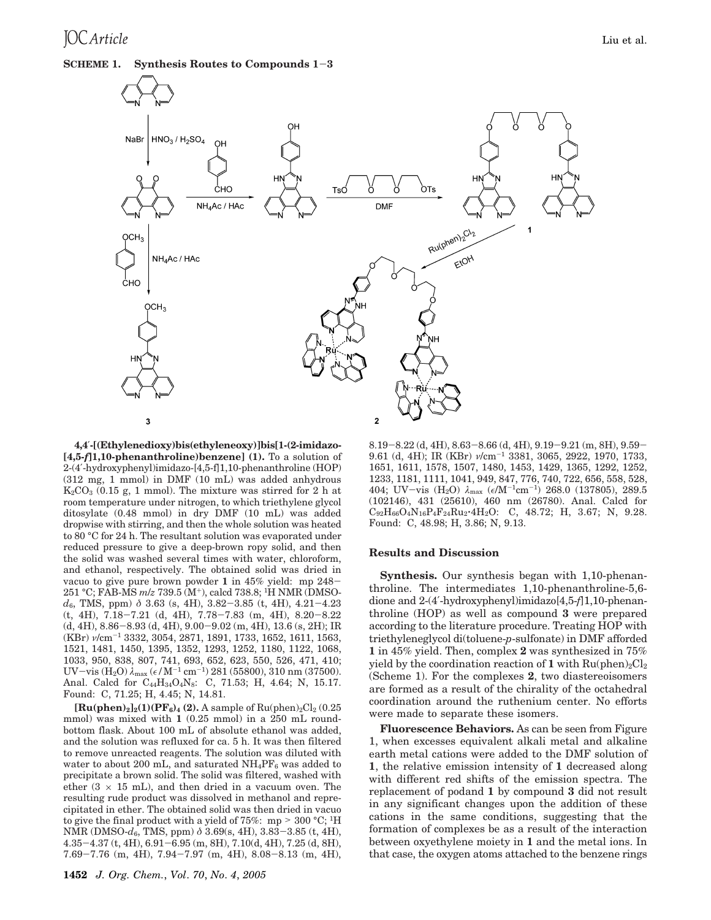**SCHEME 1. Synthesis Routes to Compounds 1−3**

**4,4′-[(Ethylenedioxy)bis(ethyleneoxy)]bis[1-(2-imidazo-[4,5-*f*]1,10-phenanthroline)benzene] (1).** To a solution of 2-(4′-hydroxyphenyl)imidazo-[4,5-f]1,10-phenanthroline (HOP) (312 mg, 1 mmol) in DMF (10 mL) was added anhydrous $K_2CO_3$ (0.15 g, 1 mmol). The mixture was stirred for 2 h at room temperature under nitrogen, to which triethylene glycol ditosylate (0.48 mmol) in dry DMF (10 mL) was added dropwise with stirring, and then the whole solution was heated to 80 °C for 24 h. The resultant solution was evaporated under reduced pressure to give a deep-brown ropy solid, and then the solid was washed several times with water, chloroform, and ethanol, respectively. The obtained solid was dried in vacuo to give pure brown powder **1** in 45% yield: mp 248−251 °C; FAB-MS *m/z* 739.5 ($M^+$), calcd 738.8; $^1H$ NMR (DMSO-$d_6$, TMS, ppm) δ 3.63 (s, 4H), 3.82−3.85 (t, 4H), 4.21−4.23 (t, 4H), 7.18−7.21 (d, 4H), 7.78−7.83 (m, 4H), 8.20−8.22 (d, 4H), 8.86−8.93 (d, 4H), 9.00−9.02 (m, 4H), 13.6 (s, 2H); IR (KBr) ν/cm$^{-1}$ 3332, 3054, 2871, 1891, 1733, 1652, 1611, 1563, 1521, 1481, 1450, 1395, 1352, 1293, 1252, 1180, 1122, 1068, 1033, 950, 838, 807, 741, 693, 652, 623, 550, 526, 471, 410; UV−vis ($H_2O$) $\lambda_{max}$ (ε/$M^{-1}$ cm$^{-1}$) 281 (55800), 310 nm (37500). Anal. Calcd for $C_{44}H_{34}O_4N_8$: C, 71.53; H, 4.64; N, 15.17. Found: C, 71.25; H, 4.45; N, 14.81.

**$[Ru(phen)_2]_2(1)(PF_6)_4$ (2).** A sample of $Ru(phen)_2Cl_2$ (0.25 mmol) was mixed with **1** (0.25 mmol) in a 250 mL round-bottom flask. About 100 mL of absolute ethanol was added, and the solution was refluxed for ca. 5 h. It was then filtered to remove unreacted reagents. The solution was diluted with water to about 200 mL, and saturated $NH_4PF_6$ was added to precipitate a brown solid. The solid was filtered, washed with ether (3 × 15 mL), and then dried in a vacuum oven. The resulting rude product was dissolved in methanol and reprecipitated in ether. The obtained solid was then dried in vacuo to give the final product with a yield of 75%: mp > 300 °C; $^1H$ NMR (DMSO-$d_6$, TMS, ppm) δ 3.69(s, 4H), 3.83−3.85 (t, 4H), 4.35−4.37 (t, 4H), 6.91−6.95 (m, 8H), 7.10(d, 4H), 7.25 (d, 8H), 7.69−7.76 (m, 4H), 7.94−7.97 (m, 4H), 8.08−8.13 (m, 4H), 8.19−8.22 (d, 4H), 8.63−8.66 (d, 4H), 9.19−9.21 (m, 8H), 9.59−9.61 (d, 4H); IR (KBr) ν/cm$^{-1}$ 3381, 3065, 2922, 1970, 1733, 1651, 1611, 1578, 1507, 1480, 1453, 1429, 1365, 1292, 1252, 1233, 1181, 1111, 1041, 949, 847, 776, 740, 722, 656, 558, 528, 404; UV−vis ($H_2O$) $\lambda_{max}$ (ε/$M^{-1}$cm$^{-1}$) 268.0 (137805), 289.5 (102146), 431 (25610), 460 nm (26780). Anal. Calcd for $C_{92}H_{66}O_4N_{16}P_4F_{24}Ru_2{\cdot}4H_2O$: C, 48.72; H, 3.67; N, 9.28. Found: C, 48.98; H, 3.86; N, 9.13.

## Results and Discussion

**Synthesis.** Our synthesis began with 1,10-phenanthroline. The intermediates 1,10-phenanthroline-5,6-dione and 2-(4′-hydroxyphenyl)imidazo[4,5-*f*]1,10-phenanthroline (HOP) as well as compound **3** were prepared according to the literature procedure. Treating HOP with triethyleneglycol di(toluene-*p*-sulfonate) in DMF afforded **1** in 45% yield. Then, complex **2** was synthesized in 75% yield by the coordination reaction of **1** with $Ru(phen)_2Cl_2$ (Scheme 1). For the complexes **2**, two diastereoisomers are formed as a result of the chirality of the octahedral coordination around the ruthenium center. No efforts were made to separate these isomers.

**Fluorescence Behaviors.** As can be seen from Figure 1, when excesses equivalent alkali metal and alkaline earth metal cations were added to the DMF solution of **1**, the relative emission intensity of **1** decreased along with different red shifts of the emission spectra. The replacement of podand **1** by compound **3** did not result in any significant changes upon the addition of these cations in the same conditions, suggesting that the formation of complexes be as a result of the interaction between oxyethylene moiety in **1** and the metal ions. In that case, the oxygen atoms attached to the benzene rings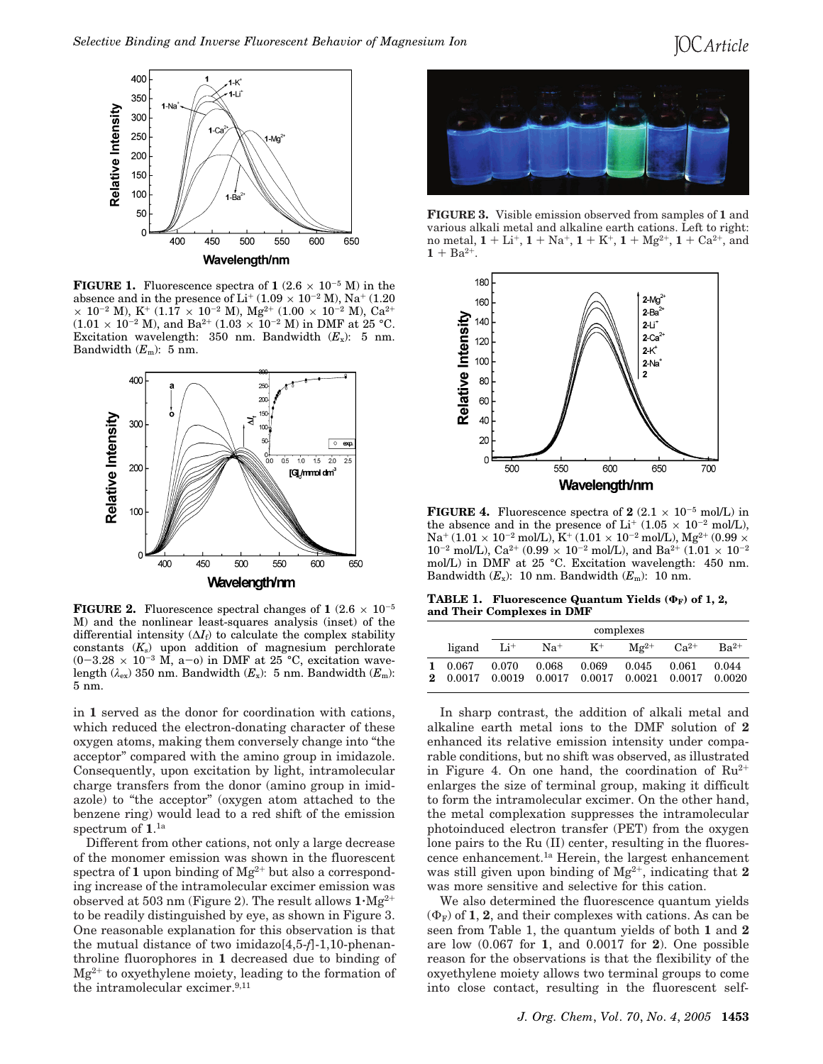**FIGURE 1.** Fluorescence spectra of **1** ($2.6 \times 10^{-5}$ M) in the absence and in the presence of $Li^+$ ($1.09 \times 10^{-2}$ M), $Na^+$ ($1.20 \times 10^{-2}$ M), $K^+$ ($1.17 \times 10^{-2}$ M), $Mg^{2+}$ ($1.00 \times 10^{-2}$ M), $Ca^{2+}$ ($1.01 \times 10^{-2}$ M), and $Ba^{2+}$ ($1.03 \times 10^{-2}$ M) in DMF at 25 °C. Excitation wavelength: 350 nm. Bandwidth ($E_x$): 5 nm. Bandwidth ($E_m$): 5 nm.

**FIGURE 2.** Fluorescence spectral changes of **1** ($2.6 \times 10^{-5}$ M) and the nonlinear least-squares analysis (inset) of the differential intensity ($\Delta I_f$) to calculate the complex stability constants ($K_s$) upon addition of magnesium perchlorate ($0-3.28 \times 10^{-3}$ M, a–o) in DMF at 25 °C, excitation wavelength ($\lambda_{ex}$) 350 nm. Bandwidth ($E_x$): 5 nm. Bandwidth ($E_m$): 5 nm.

in **1** served as the donor for coordination with cations, which reduced the electron-donating character of these oxygen atoms, making them conversely change into "the acceptor" compared with the amino group in imidazole. Consequently, upon excitation by light, intramolecular charge transfers from the donor (amino group in imidazole) to "the acceptor" (oxygen atom attached to the benzene ring) would lead to a red shift of the emission spectrum of **1**.[1a]

Different from other cations, not only a large decrease of the monomer emission was shown in the fluorescent spectra of **1** upon binding of $Mg^{2+}$ but also a corresponding increase of the intramolecular excimer emission was observed at 503 nm (Figure 2). The result allows **1**·$Mg^{2+}$ to be readily distinguished by eye, as shown in Figure 3. One reasonable explanation for this observation is that the mutual distance of two imidazo[4,5-*f*]-1,10-phenanthroline fluorophores in **1** decreased due to binding of $Mg^{2+}$ to oxyethylene moiety, leading to the formation of the intramolecular excimer.[9,11]

**FIGURE 3.** Visible emission observed from samples of **1** and various alkali metal and alkaline earth cations. Left to right: no metal, **1** + $Li^+$, **1** + $Na^+$, **1** + $K^+$, **1** + $Mg^{2+}$, **1** + $Ca^{2+}$, and **1** + $Ba^{2+}$.

**FIGURE 4.** Fluorescence spectra of **2** ($2.1 \times 10^{-5}$ mol/L) in the absence and in the presence of $Li^+$ ($1.05 \times 10^{-2}$ mol/L), $Na^+$ ($1.01 \times 10^{-2}$ mol/L), $K^+$ ($1.01 \times 10^{-2}$ mol/L), $Mg^{2+}$ ($0.99 \times 10^{-2}$ mol/L), $Ca^{2+}$ ($0.99 \times 10^{-2}$ mol/L), and $Ba^{2+}$ ($1.01 \times 10^{-2}$ mol/L) in DMF at 25 °C. Excitation wavelength: 450 nm. Bandwidth ($E_x$): 10 nm. Bandwidth ($E_m$): 10 nm.

**TABLE 1. Fluorescence Quantum Yields ($\Phi_F$) of 1, 2, and Their Complexes in DMF**

| | | complexes | | | | | |
|---|---|---|---|---|---|---|---|
| | ligand | $Li^+$ | $Na^+$ | $K^+$ | $Mg^{2+}$ | $Ca^{2+}$ | $Ba^{2+}$ |
| **1** | 0.067 | 0.070 | 0.068 | 0.069 | 0.045 | 0.061 | 0.044 |
| **2** | 0.0017 | 0.0019 | 0.0017 | 0.0017 | 0.0021 | 0.0017 | 0.0020 |

In sharp contrast, the addition of alkali metal and alkaline earth metal ions to the DMF solution of **2** enhanced its relative emission intensity under comparable conditions, but no shift was observed, as illustrated in Figure 4. On one hand, the coordination of $Ru^{2+}$ enlarges the size of terminal group, making it difficult to form the intramolecular excimer. On the other hand, the metal complexation suppresses the intramolecular photoinduced electron transfer (PET) from the oxygen lone pairs to the Ru (II) center, resulting in the fluorescence enhancement.[1a] Herein, the largest enhancement was still given upon binding of $Mg^{2+}$, indicating that **2** was more sensitive and selective for this cation.

We also determined the fluorescence quantum yields ($\Phi_F$) of **1**, **2**, and their complexes with cations. As can be seen from Table 1, the quantum yields of both **1** and **2** are low (0.067 for **1**, and 0.0017 for **2**). One possible reason for the observations is that the flexibility of the oxyethylene moiety allows two terminal groups to come into close contact, resulting in the fluorescent self-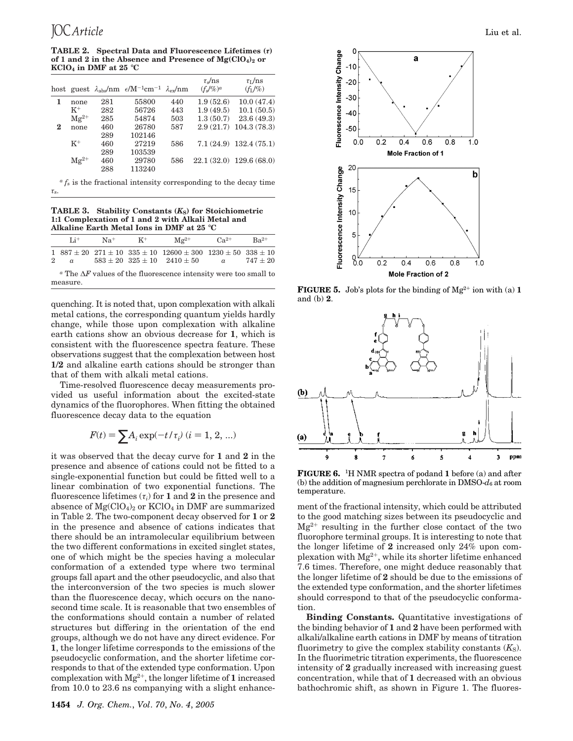**TABLE 2. Spectral Data and Fluorescence Lifetimes (τ) of 1 and 2 in the Absence and Presence of $Mg(ClO_4)_2$ or $KClO_4$ in DMF at 25 °C**

| host | guest | $\lambda_{abs}$/nm | $\epsilon$/$M^{-1}cm^{-1}$ | $\lambda_{ex}$/nm | $\tau_s$/ns ($f_s$/%)[a] | $\tau_l$/ns ($f_l$/%) |
|---|---|---|---|---|---|---|
| **1** | none | 281 | 55800 | 440 | 1.9 (52.6) | 10.0 (47.4) |
| | $K^+$ | 282 | 56726 | 443 | 1.9 (49.5) | 10.1 (50.5) |
| | $Mg^{2+}$ | 285 | 54874 | 503 | 1.3 (50.7) | 23.6 (49.3) |
| **2** | none | 460 | 26780 | 587 | 2.9 (21.7) | 104.3 (78.3) |
| | | 289 | 102146 | | | |
| | $K^+$ | 460 | 27219 | 586 | 7.1 (24.9) | 132.4 (75.1) |
| | | 289 | 103539 | | | |
| | $Mg^{2+}$ | 460 | 29780 | 586 | 22.1 (32.0) | 129.6 (68.0) |
| | | 288 | 113240 | | | |

[a] $f_s$ is the fractional intensity corresponding to the decay time $\tau_s$.

**TABLE 3. Stability Constants ($K_S$) for Stoichiometric 1:1 Complexation of 1 and 2 with Alkali Metal and Alkaline Earth Metal Ions in DMF at 25 °C**

| | $Li^+$ | $Na^+$ | $K^+$ | $Mg^{2+}$ | $Ca^{2+}$ | $Ba^{2+}$ |
|---|---|---|---|---|---|---|
| 1 | 887 ± 20 | 271 ± 10 | 335 ± 10 | 12600 ± 300 | 1230 ± 50 | 338 ± 10 |
| 2 | *a* | 583 ± 20 | 325 ± 10 | 2410 ± 50 | *a* | 747 ± 20 |

[a] The $\Delta F$ values of the fluorescence intensity were too small to measure.

quenching. It is noted that, upon complexation with alkali metal cations, the corresponding quantum yields hardly change, while those upon complexation with alkaline earth cations show an obvious decrease for **1**, which is consistent with the fluorescence spectra feature. These observations suggest that the complexation between host **1**/**2** and alkaline earth cations should be stronger than that of them with alkali metal cations.

Time-resolved fluorescence decay measurements provided us useful information about the excited-state dynamics of the fluorophores. When fitting the obtained fluorescence decay data to the equation

$$F(t) = \sum A_i \exp(-t/\tau_i) \ (i = 1, 2, ...)$$

it was observed that the decay curve for **1** and **2** in the presence and absence of cations could not be fitted to a single-exponential function but could be fitted well to a linear combination of two exponential functions. The fluorescence lifetimes ($\tau_i$) for **1** and **2** in the presence and absence of $Mg(ClO_4)_2$ or $KClO_4$ in DMF are summarized in Table 2. The two-component decay observed for **1** or **2** in the presence and absence of cations indicates that there should be an intramolecular equilibrium between the two different conformations in excited singlet states, one of which might be the species having a molecular conformation of a extended type where two terminal groups fall apart and the other pseudocyclic, and also that the interconversion of the two species is much slower than the fluorescence decay, which occurs on the nanosecond time scale. It is reasonable that two ensembles of the conformations should contain a number of related structures but differing in the orientation of the end groups, although we do not have any direct evidence. For **1**, the longer lifetime corresponds to the emissions of the pseudocyclic conformation, and the shorter lifetime corresponds to that of the extended type conformation. Upon complexation with $Mg^{2+}$, the longer lifetime of **1** increased from 10.0 to 23.6 ns companying with a slight enhancement of the fractional intensity, which could be attributed to the good matching sizes between its pseudocyclic and $Mg^{2+}$ resulting in the further close contact of the two fluorophore terminal groups. It is interesting to note that the longer lifetime of **2** increased only 24% upon complexation with $Mg^{2+}$, while its shorter lifetime enhanced 7.6 times. Therefore, one might deduce reasonably that the longer lifetime of **2** should be due to the emissions of the extended type conformation, and the shorter lifetimes should correspond to that of the pseudocyclic conformation.

**FIGURE 5.** Job's plots for the binding of $Mg^{2+}$ ion with (a) **1** and (b) **2**.

**FIGURE 6.** $^1$H NMR spectra of podand **1** before (a) and after (b) the addition of magnesium perchlorate in DMSO-$d_6$ at room temperature.

**Binding Constants.** Quantitative investigations of the binding behavior of **1** and **2** have been performed with alkali/alkaline earth cations in DMF by means of titration fluorimetry to give the complex stability constants ($K_S$). In the fluorimetric titration experiments, the fluorescence intensity of **2** gradually increased with increasing guest concentration, while that of **1** decreased with an obvious bathochromic shift, as shown in Figure 1. The fluores-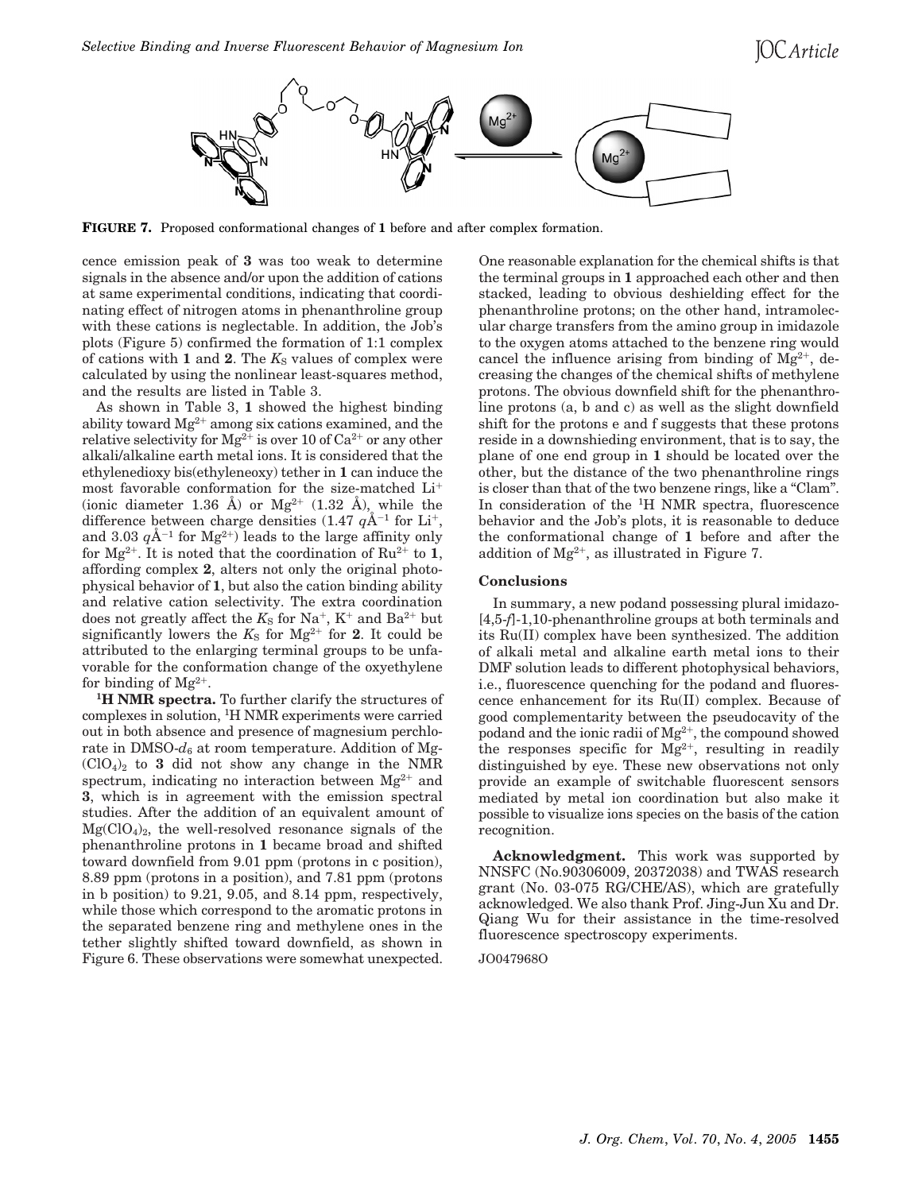**FIGURE 7.** Proposed conformational changes of **1** before and after complex formation.

cence emission peak of **3** was too weak to determine signals in the absence and/or upon the addition of cations at same experimental conditions, indicating that coordinating effect of nitrogen atoms in phenanthroline group with these cations is neglectable. In addition, the Job's plots (Figure 5) confirmed the formation of 1:1 complex of cations with **1** and **2**. The $K_S$ values of complex were calculated by using the nonlinear least-squares method, and the results are listed in Table 3.

As shown in Table 3, **1** showed the highest binding ability toward $Mg^{2+}$ among six cations examined, and the relative selectivity for $Mg^{2+}$ is over 10 of $Ca^{2+}$ or any other alkali/alkaline earth metal ions. It is considered that the ethylenedioxy bis(ethyleneoxy) tether in **1** can induce the most favorable conformation for the size-matched $Li^{+}$ (ionic diameter 1.36 Å) or $Mg^{2+}$ (1.32 Å), while the difference between charge densities (1.47 $q$Å$^{-1}$ for $Li^{+}$, and 3.03 $q$Å$^{-1}$ for $Mg^{2+}$) leads to the large affinity only for $Mg^{2+}$. It is noted that the coordination of $Ru^{2+}$ to **1**, affording complex **2**, alters not only the original photophysical behavior of **1**, but also the cation binding ability and relative cation selectivity. The extra coordination does not greatly affect the $K_S$ for $Na^{+}$, $K^{+}$ and $Ba^{2+}$ but significantly lowers the $K_S$ for $Mg^{2+}$ for **2**. It could be attributed to the enlarging terminal groups to be unfavorable for the conformation change of the oxyethylene for binding of $Mg^{2+}$.

**$^1$H NMR spectra.** To further clarify the structures of complexes in solution, $^1$H NMR experiments were carried out in both absence and presence of magnesium perchlorate in DMSO-$d_6$ at room temperature. Addition of $Mg(ClO_4)_2$ to **3** did not show any change in the NMR spectrum, indicating no interaction between $Mg^{2+}$ and **3**, which is in agreement with the emission spectral studies. After the addition of an equivalent amount of $Mg(ClO_4)_2$, the well-resolved resonance signals of the phenanthroline protons in **1** became broad and shifted toward downfield from 9.01 ppm (protons in c position), 8.89 ppm (protons in a position), and 7.81 ppm (protons in b position) to 9.21, 9.05, and 8.14 ppm, respectively, while those which correspond to the aromatic protons in the separated benzene ring and methylene ones in the tether slightly shifted toward downfield, as shown in Figure 6. These observations were somewhat unexpected. One reasonable explanation for the chemical shifts is that the terminal groups in **1** approached each other and then stacked, leading to obvious deshielding effect for the phenanthroline protons; on the other hand, intramolecular charge transfers from the amino group in imidazole to the oxygen atoms attached to the benzene ring would cancel the influence arising from binding of $Mg^{2+}$, decreasing the changes of the chemical shifts of methylene protons. The obvious downfield shift for the phenanthroline protons (a, b and c) as well as the slight downfield shift for the protons e and f suggests that these protons reside in a downshieding environment, that is to say, the plane of one end group in **1** should be located over the other, but the distance of the two phenanthroline rings is closer than that of the two benzene rings, like a "Clam". In consideration of the $^1$H NMR spectra, fluorescence behavior and the Job's plots, it is reasonable to deduce the conformational change of **1** before and after the addition of $Mg^{2+}$, as illustrated in Figure 7.

## Conclusions

In summary, a new podand possessing plural imidazo-[4,5-*f*]-1,10-phenanthroline groups at both terminals and its Ru(II) complex have been synthesized. The addition of alkali metal and alkaline earth metal ions to their DMF solution leads to different photophysical behaviors, i.e., fluorescence quenching for the podand and fluorescence enhancement for its Ru(II) complex. Because of good complementarity between the pseudocavity of the podand and the ionic radii of $Mg^{2+}$, the compound showed the responses specific for $Mg^{2+}$, resulting in readily distinguished by eye. These new observations not only provide an example of switchable fluorescent sensors mediated by metal ion coordination but also make it possible to visualize ions species on the basis of the cation recognition.

**Acknowledgment.** This work was supported by NNSFC (No.90306009, 20372038) and TWAS research grant (No. 03-075 RG/CHE/AS), which are gratefully acknowledged. We also thank Prof. Jing-Jun Xu and Dr. Qiang Wu for their assistance in the time-resolved fluorescence spectroscopy experiments.

JO047968O